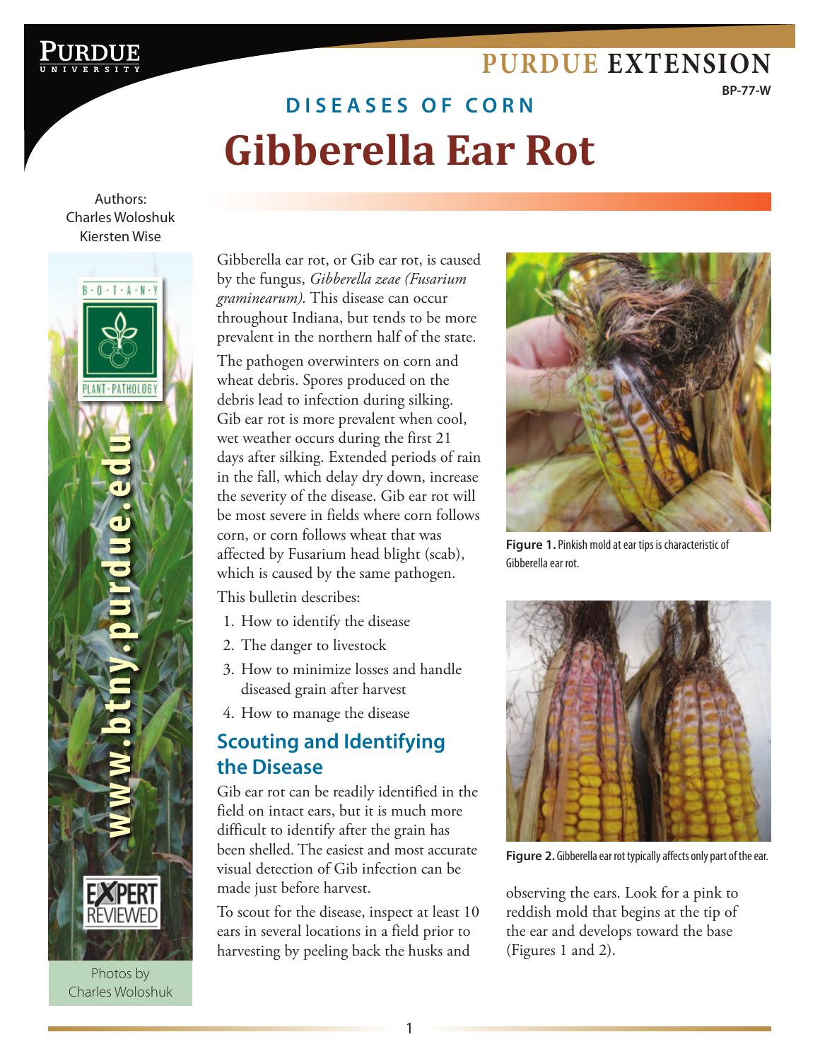PURDUE EXTENSION

BP-77-W

**DISEASES OF CORN**

# Gibberella Ear Rot

Authors:
Charles Woloshuk
Kiersten Wise

www.btny.purdue.edu

Photos by Charles Woloshuk

Gibberella ear rot, or Gib ear rot, is caused by the fungus, *Gibberella zeae (Fusarium graminearum).* This disease can occur throughout Indiana, but tends to be more prevalent in the northern half of the state.

The pathogen overwinters on corn and wheat debris. Spores produced on the debris lead to infection during silking. Gib ear rot is more prevalent when cool, wet weather occurs during the first 21 days after silking. Extended periods of rain in the fall, which delay dry down, increase the severity of the disease. Gib ear rot will be most severe in fields where corn follows corn, or corn follows wheat that was affected by Fusarium head blight (scab), which is caused by the same pathogen.

This bulletin describes:

1. How to identify the disease
2. The danger to livestock
3. How to minimize losses and handle diseased grain after harvest
4. How to manage the disease

## Scouting and Identifying the Disease

Gib ear rot can be readily identified in the field on intact ears, but it is much more difficult to identify after the grain has been shelled. The easiest and most accurate visual detection of Gib infection can be made just before harvest.

To scout for the disease, inspect at least 10 ears in several locations in a field prior to harvesting by peeling back the husks and observing the ears. Look for a pink to reddish mold that begins at the tip of the ear and develops toward the base (Figures 1 and 2).

**Figure 1.** Pinkish mold at ear tips is characteristic of Gibberella ear rot.

**Figure 2.** Gibberella ear rot typically affects only part of the ear.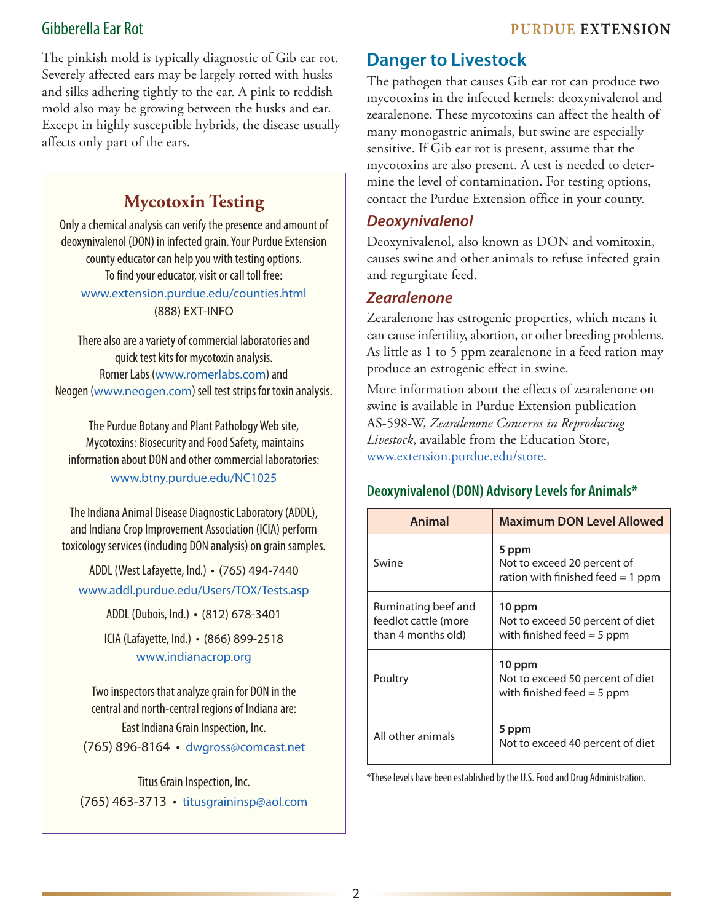The pinkish mold is typically diagnostic of Gib ear rot. Severely affected ears may be largely rotted with husks and silks adhering tightly to the ear. A pink to reddish mold also may be growing between the husks and ear. Except in highly susceptible hybrids, the disease usually affects only part of the ears.

## Mycotoxin Testing

Only a chemical analysis can verify the presence and amount of deoxynivalenol (DON) in infected grain. Your Purdue Extension county educator can help you with testing options. To find your educator, visit or call toll free:
www.extension.purdue.edu/counties.html
(888) EXT-INFO

There also are a variety of commercial laboratories and quick test kits for mycotoxin analysis. Romer Labs (www.romerlabs.com) and Neogen (www.neogen.com) sell test strips for toxin analysis.

The Purdue Botany and Plant Pathology Web site, Mycotoxins: Biosecurity and Food Safety, maintains information about DON and other commercial laboratories:
www.btny.purdue.edu/NC1025

The Indiana Animal Disease Diagnostic Laboratory (ADDL), and Indiana Crop Improvement Association (ICIA) perform toxicology services (including DON analysis) on grain samples.

ADDL (West Lafayette, Ind.) • (765) 494-7440
www.addl.purdue.edu/Users/TOX/Tests.asp

ADDL (Dubois, Ind.) • (812) 678-3401

ICIA (Lafayette, Ind.) • (866) 899-2518
www.indianacrop.org

Two inspectors that analyze grain for DON in the central and north-central regions of Indiana are:

East Indiana Grain Inspection, Inc.
(765) 896-8164 • dwgross@comcast.net

Titus Grain Inspection, Inc.
(765) 463-3713 • titusgraininsp@aol.com

## Danger to Livestock

The pathogen that causes Gib ear rot can produce two mycotoxins in the infected kernels: deoxynivalenol and zearalenone. These mycotoxins can affect the health of many monogastric animals, but swine are especially sensitive. If Gib ear rot is present, assume that the mycotoxins are also present. A test is needed to determine the level of contamination. For testing options, contact the Purdue Extension office in your county.

### *Deoxynivalenol*

Deoxynivalenol, also known as DON and vomitoxin, causes swine and other animals to refuse infected grain and regurgitate feed.

### *Zearalenone*

Zearalenone has estrogenic properties, which means it can cause infertility, abortion, or other breeding problems. As little as 1 to 5 ppm zearalenone in a feed ration may produce an estrogenic effect in swine.

More information about the effects of zearalenone on swine is available in Purdue Extension publication AS-598-W, *Zearalenone Concerns in Reproducing Livestock*, available from the Education Store, www.extension.purdue.edu/store.

**Deoxynivalenol (DON) Advisory Levels for Animals***

| Animal | Maximum DON Level Allowed |
|---|---|
| Swine | **5 ppm** Not to exceed 20 percent of ration with finished feed = 1 ppm |
| Ruminating beef and feedlot cattle (more than 4 months old) | **10 ppm** Not to exceed 50 percent of diet with finished feed = 5 ppm |
| Poultry | **10 ppm** Not to exceed 50 percent of diet with finished feed = 5 ppm |
| All other animals | **5 ppm** Not to exceed 40 percent of diet |

*These levels have been established by the U.S. Food and Drug Administration.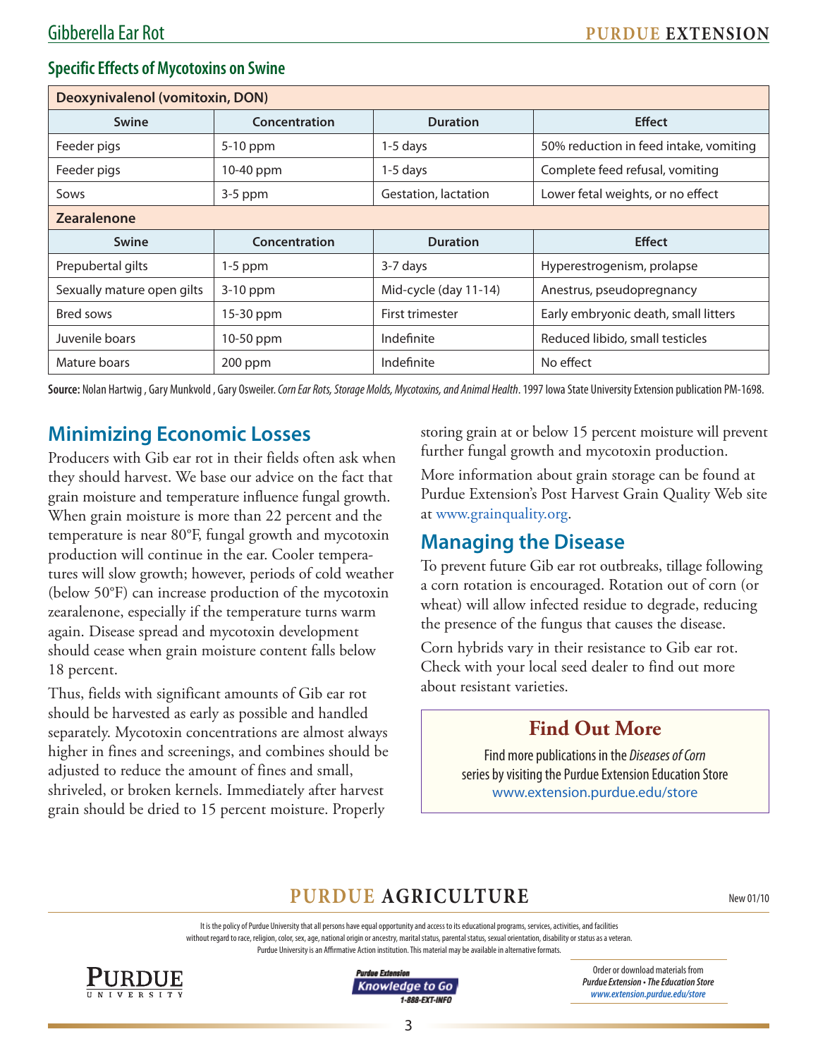## Specific Effects of Mycotoxins on Swine

| Deoxynivalenol (vomitoxin, DON) | | | |
|---|---|---|---|
| **Swine** | **Concentration** | **Duration** | **Effect** |
| Feeder pigs | 5-10 ppm | 1-5 days | 50% reduction in feed intake, vomiting |
| Feeder pigs | 10-40 ppm | 1-5 days | Complete feed refusal, vomiting |
| Sows | 3-5 ppm | Gestation, lactation | Lower fetal weights, or no effect |
| **Zearalenone** | | | |
| **Swine** | **Concentration** | **Duration** | **Effect** |
| Prepubertal gilts | 1-5 ppm | 3-7 days | Hyperestrogenism, prolapse |
| Sexually mature open gilts | 3-10 ppm | Mid-cycle (day 11-14) | Anestrus, pseudopregnancy |
| Bred sows | 15-30 ppm | First trimester | Early embryonic death, small litters |
| Juvenile boars | 10-50 ppm | Indefinite | Reduced libido, small testicles |
| Mature boars | 200 ppm | Indefinite | No effect |

**Source:** Nolan Hartwig , Gary Munkvold , Gary Osweiler. *Corn Ear Rots, Storage Molds, Mycotoxins, and Animal Health*. 1997 Iowa State University Extension publication PM-1698.

## Minimizing Economic Losses

Producers with Gib ear rot in their fields often ask when they should harvest. We base our advice on the fact that grain moisture and temperature influence fungal growth. When grain moisture is more than 22 percent and the temperature is near 80°F, fungal growth and mycotoxin production will continue in the ear. Cooler temperatures will slow growth; however, periods of cold weather (below 50°F) can increase production of the mycotoxin zearalenone, especially if the temperature turns warm again. Disease spread and mycotoxin development should cease when grain moisture content falls below 18 percent.

Thus, fields with significant amounts of Gib ear rot should be harvested as early as possible and handled separately. Mycotoxin concentrations are almost always higher in fines and screenings, and combines should be adjusted to reduce the amount of fines and small, shriveled, or broken kernels. Immediately after harvest grain should be dried to 15 percent moisture. Properly storing grain at or below 15 percent moisture will prevent further fungal growth and mycotoxin production.

More information about grain storage can be found at Purdue Extension's Post Harvest Grain Quality Web site at www.grainquality.org.

## Managing the Disease

To prevent future Gib ear rot outbreaks, tillage following a corn rotation is encouraged. Rotation out of corn (or wheat) will allow infected residue to degrade, reducing the presence of the fungus that causes the disease.

Corn hybrids vary in their resistance to Gib ear rot. Check with your local seed dealer to find out more about resistant varieties.

### Find Out More

Find more publications in the *Diseases of Corn* series by visiting the Purdue Extension Education Store www.extension.purdue.edu/store

**PURDUE AGRICULTURE**

New 01/10

It is the policy of Purdue University that all persons have equal opportunity and access to its educational programs, services, activities, and facilities without regard to race, religion, color, sex, age, national origin or ancestry, marital status, parental status, sexual orientation, disability or status as a veteran. Purdue University is an Affirmative Action institution. This material may be available in alternative formats.

Purdue Extension Knowledge to Go 1-888-EXT-INFO

Order or download materials from *Purdue Extension • The Education Store* *www.extension.purdue.edu/store*